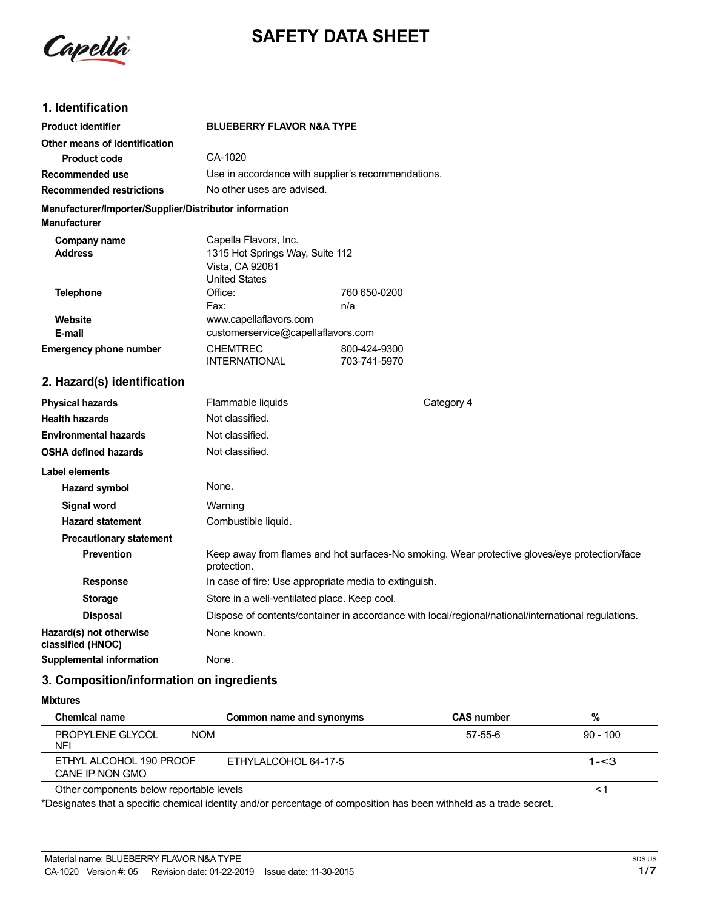Capella

# SAFETY DATA SHEET

## 1. Identification

| | | |
|---|---|---|
| **Product identifier** | **BLUEBERRY FLAVOR N&A TYPE** | |
| **Other means of identification** | | |
| **Product code** | CA-1020 | |
| **Recommended use** | Use in accordance with supplier's recommendations. | |
| **Recommended restrictions** | No other uses are advised. | |

**Manufacturer/Importer/Supplier/Distributor information**

**Manufacturer**

| | | |
|---|---|---|
| **Company name** | Capella Flavors, Inc. | |
| **Address** | 1315 Hot Springs Way, Suite 112<br>Vista, CA 92081<br>United States | |
| **Telephone** | Office: | 760 650-0200 |
| | Fax: | n/a |
| **Website** | www.capellaflavors.com | |
| **E-mail** | customerservice@capellaflavors.com | |
| **Emergency phone number** | CHEMTREC | 800-424-9300 |
| | INTERNATIONAL | 703-741-5970 |

## 2. Hazard(s) identification

| | | |
|---|---|---|
| **Physical hazards** | Flammable liquids | Category 4 |
| **Health hazards** | Not classified. | |
| **Environmental hazards** | Not classified. | |
| **OSHA defined hazards** | Not classified. | |

**Label elements**

| | |
|---|---|
| **Hazard symbol** | None. |
| **Signal word** | Warning |
| **Hazard statement** | Combustible liquid. |
| **Precautionary statement** | |
| **Prevention** | Keep away from flames and hot surfaces-No smoking. Wear protective gloves/eye protection/face protection. |
| **Response** | In case of fire: Use appropriate media to extinguish. |
| **Storage** | Store in a well-ventilated place. Keep cool. |
| **Disposal** | Dispose of contents/container in accordance with local/regional/national/international regulations. |
| **Hazard(s) not otherwise classified (HNOC)** | None known. |
| **Supplemental information** | None. |

## 3. Composition/information on ingredients

**Mixtures**

| Chemical name | Common name and synonyms | CAS number | % |
|---|---|---|---|
| PROPYLENE GLYCOL NFI | NOM | 57-55-6 | 90 - 100 |
| ETHYL ALCOHOL 190 PROOF CANE IP NON GMO | ETHYLALCOHOL 64-17-5 | | 1-<3 |
| Other components below reportable levels | | | <1 |

*Designates that a specific chemical identity and/or percentage of composition has been withheld as a trade secret.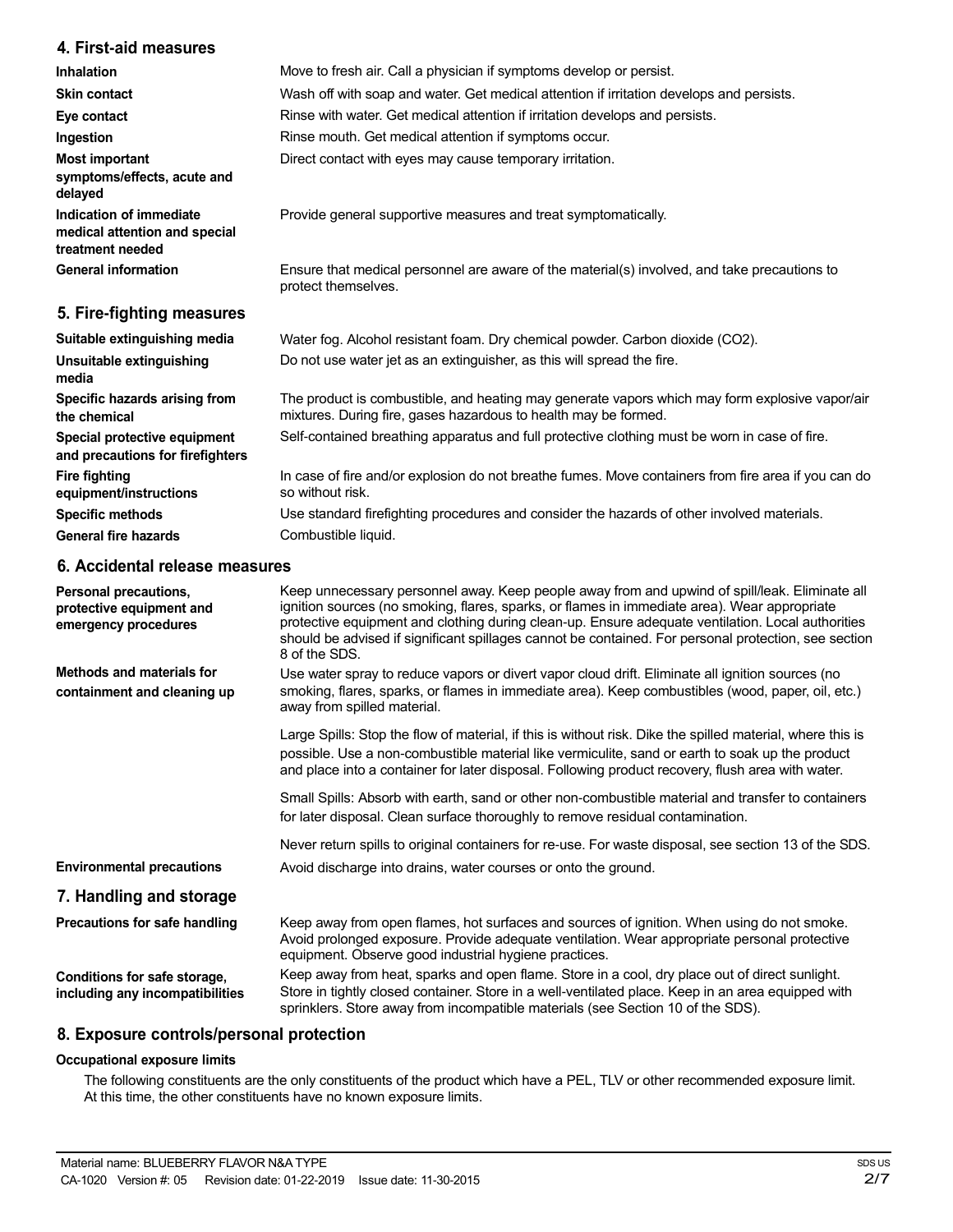## 4. First-aid measures

| | |
|---|---|
| **Inhalation** | Move to fresh air. Call a physician if symptoms develop or persist. |
| **Skin contact** | Wash off with soap and water. Get medical attention if irritation develops and persists. |
| **Eye contact** | Rinse with water. Get medical attention if irritation develops and persists. |
| **Ingestion** | Rinse mouth. Get medical attention if symptoms occur. |
| **Most important symptoms/effects, acute and delayed** | Direct contact with eyes may cause temporary irritation. |
| **Indication of immediate medical attention and special treatment needed** | Provide general supportive measures and treat symptomatically. |
| **General information** | Ensure that medical personnel are aware of the material(s) involved, and take precautions to protect themselves. |

## 5. Fire-fighting measures

| | |
|---|---|
| **Suitable extinguishing media** | Water fog. Alcohol resistant foam. Dry chemical powder. Carbon dioxide ($CO_2$). |
| **Unsuitable extinguishing media** | Do not use water jet as an extinguisher, as this will spread the fire. |
| **Specific hazards arising from the chemical** | The product is combustible, and heating may generate vapors which may form explosive vapor/air mixtures. During fire, gases hazardous to health may be formed. |
| **Special protective equipment and precautions for firefighters** | Self-contained breathing apparatus and full protective clothing must be worn in case of fire. |
| **Fire fighting equipment/instructions** | In case of fire and/or explosion do not breathe fumes. Move containers from fire area if you can do so without risk. |
| **Specific methods** | Use standard firefighting procedures and consider the hazards of other involved materials. |
| **General fire hazards** | Combustible liquid. |

## 6. Accidental release measures

**Personal precautions, protective equipment and emergency procedures**

Keep unnecessary personnel away. Keep people away from and upwind of spill/leak. Eliminate all ignition sources (no smoking, flares, sparks, or flames in immediate area). Wear appropriate protective equipment and clothing during clean-up. Ensure adequate ventilation. Local authorities should be advised if significant spillages cannot be contained. For personal protection, see section 8 of the SDS.

**Methods and materials for containment and cleaning up**

Use water spray to reduce vapors or divert vapor cloud drift. Eliminate all ignition sources (no smoking, flares, sparks, or flames in immediate area). Keep combustibles (wood, paper, oil, etc.) away from spilled material.

Large Spills: Stop the flow of material, if this is without risk. Dike the spilled material, where this is possible. Use a non-combustible material like vermiculite, sand or earth to soak up the product and place into a container for later disposal. Following product recovery, flush area with water.

Small Spills: Absorb with earth, sand or other non-combustible material and transfer to containers for later disposal. Clean surface thoroughly to remove residual contamination.

Never return spills to original containers for re-use. For waste disposal, see section 13 of the SDS.

**Environmental precautions**

Avoid discharge into drains, water courses or onto the ground.

## 7. Handling and storage

**Precautions for safe handling**

Keep away from open flames, hot surfaces and sources of ignition. When using do not smoke. Avoid prolonged exposure. Provide adequate ventilation. Wear appropriate personal protective equipment. Observe good industrial hygiene practices.

**Conditions for safe storage, including any incompatibilities**

Keep away from heat, sparks and open flame. Store in a cool, dry place out of direct sunlight. Store in tightly closed container. Store in a well-ventilated place. Keep in an area equipped with sprinklers. Store away from incompatible materials (see Section 10 of the SDS).

## 8. Exposure controls/personal protection

**Occupational exposure limits**

The following constituents are the only constituents of the product which have a PEL, TLV or other recommended exposure limit. At this time, the other constituents have no known exposure limits.

Material name: BLUEBERRY FLAVOR N&A TYPE
CA-1020 Version #: 05 Revision date: 01-22-2019 Issue date: 11-30-2015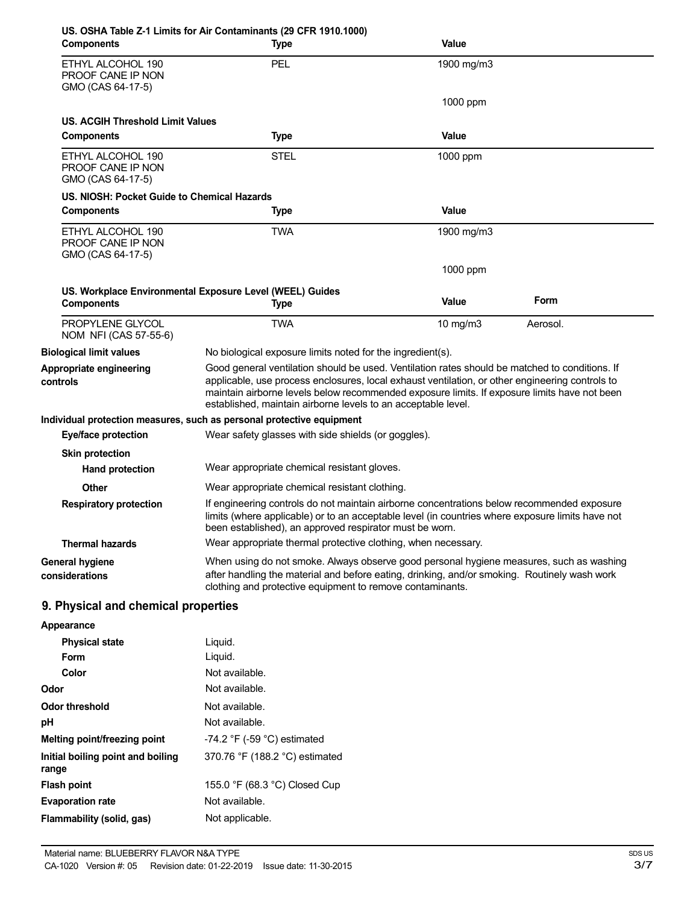**US. OSHA Table Z-1 Limits for Air Contaminants (29 CFR 1910.1000)**

| Components | Type | Value |
| --- | --- | --- |
| ETHYL ALCOHOL 190 PROOF CANE IP NON GMO (CAS 64-17-5) | PEL | 1900 mg/m3 |
| | | 1000 ppm |

**US. ACGIH Threshold Limit Values**

| Components | Type | Value |
| --- | --- | --- |
| ETHYL ALCOHOL 190 PROOF CANE IP NON GMO (CAS 64-17-5) | STEL | 1000 ppm |

**US. NIOSH: Pocket Guide to Chemical Hazards**

| Components | Type | Value |
| --- | --- | --- |
| ETHYL ALCOHOL 190 PROOF CANE IP NON GMO (CAS 64-17-5) | TWA | 1900 mg/m3 |
| | | 1000 ppm |

**US. Workplace Environmental Exposure Level (WEEL) Guides**

| Components | Type | Value | Form |
| --- | --- | --- | --- |
| PROPYLENE GLYCOL NOM NFI (CAS 57-55-6) | TWA | 10 mg/m3 | Aerosol. |

**Biological limit values**
No biological exposure limits noted for the ingredient(s).

**Appropriate engineering controls**
Good general ventilation should be used. Ventilation rates should be matched to conditions. If applicable, use process enclosures, local exhaust ventilation, or other engineering controls to maintain airborne levels below recommended exposure limits. If exposure limits have not been established, maintain airborne levels to an acceptable level.

**Individual protection measures, such as personal protective equipment**

**Eye/face protection**
Wear safety glasses with side shields (or goggles).

**Skin protection**

**Hand protection**
Wear appropriate chemical resistant gloves.

**Other**
Wear appropriate chemical resistant clothing.

**Respiratory protection**
If engineering controls do not maintain airborne concentrations below recommended exposure limits (where applicable) or to an acceptable level (in countries where exposure limits have not been established), an approved respirator must be worn.

**Thermal hazards**
Wear appropriate thermal protective clothing, when necessary.

**General hygiene considerations**
When using do not smoke. Always observe good personal hygiene measures, such as washing after handling the material and before eating, drinking, and/or smoking. Routinely wash work clothing and protective equipment to remove contaminants.

## 9. Physical and chemical properties

**Appearance**

| | |
| --- | --- |
| **Physical state** | Liquid. |
| **Form** | Liquid. |
| **Color** | Not available. |
| **Odor** | Not available. |
| **Odor threshold** | Not available. |
| **pH** | Not available. |
| **Melting point/freezing point** | -74.2 °F (-59 °C) estimated |
| **Initial boiling point and boiling range** | 370.76 °F (188.2 °C) estimated |
| **Flash point** | 155.0 °F (68.3 °C) Closed Cup |
| **Evaporation rate** | Not available. |
| **Flammability (solid, gas)** | Not applicable. |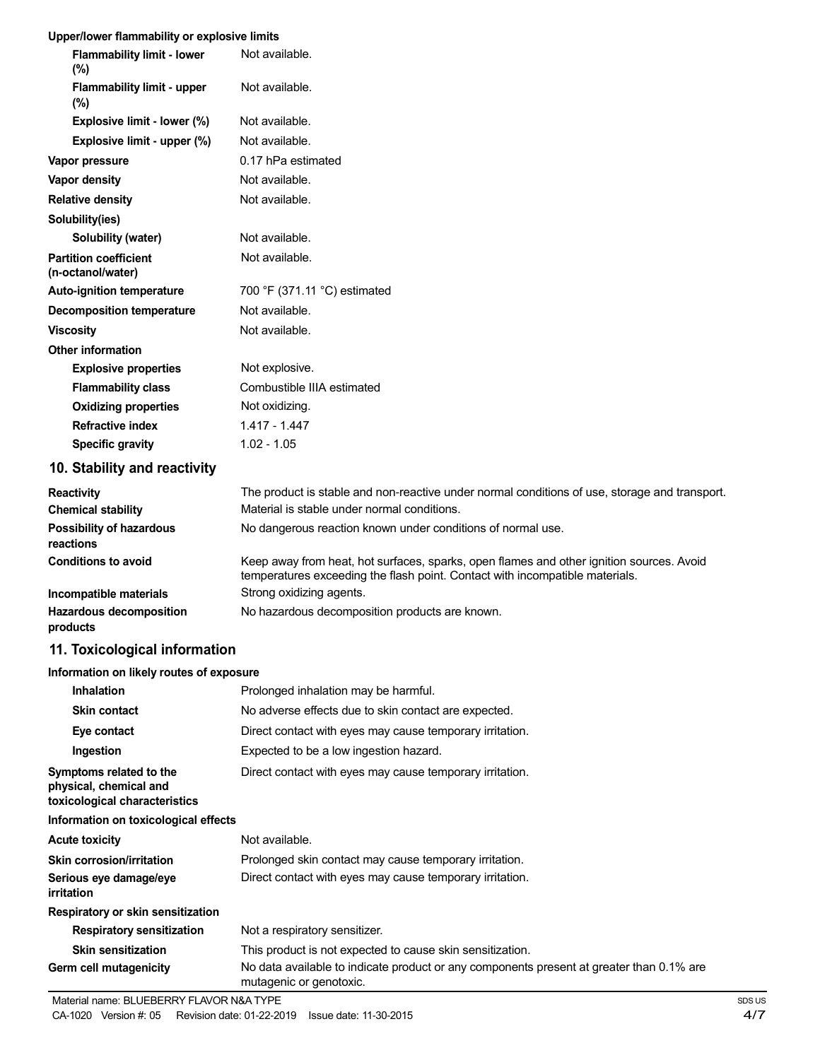**Upper/lower flammability or explosive limits**

| | |
|---|---|
| **Flammability limit - lower (%)** | Not available. |
| **Flammability limit - upper (%)** | Not available. |
| **Explosive limit - lower (%)** | Not available. |
| **Explosive limit - upper (%)** | Not available. |
| **Vapor pressure** | 0.17 hPa estimated |
| **Vapor density** | Not available. |
| **Relative density** | Not available. |
| **Solubility(ies)** | |
| **Solubility (water)** | Not available. |
| **Partition coefficient (n-octanol/water)** | Not available. |
| **Auto-ignition temperature** | 700 °F (371.11 °C) estimated |
| **Decomposition temperature** | Not available. |
| **Viscosity** | Not available. |
| **Other information** | |
| **Explosive properties** | Not explosive. |
| **Flammability class** | Combustible IIIA estimated |
| **Oxidizing properties** | Not oxidizing. |
| **Refractive index** | 1.417 - 1.447 |
| **Specific gravity** | 1.02 - 1.05 |

## 10. Stability and reactivity

| | |
|---|---|
| **Reactivity** | The product is stable and non-reactive under normal conditions of use, storage and transport. |
| **Chemical stability** | Material is stable under normal conditions. |
| **Possibility of hazardous reactions** | No dangerous reaction known under conditions of normal use. |
| **Conditions to avoid** | Keep away from heat, hot surfaces, sparks, open flames and other ignition sources. Avoid temperatures exceeding the flash point. Contact with incompatible materials. |
| **Incompatible materials** | Strong oxidizing agents. |
| **Hazardous decomposition products** | No hazardous decomposition products are known. |

## 11. Toxicological information

**Information on likely routes of exposure**

| | |
|---|---|
| **Inhalation** | Prolonged inhalation may be harmful. |
| **Skin contact** | No adverse effects due to skin contact are expected. |
| **Eye contact** | Direct contact with eyes may cause temporary irritation. |
| **Ingestion** | Expected to be a low ingestion hazard. |
| **Symptoms related to the physical, chemical and toxicological characteristics** | Direct contact with eyes may cause temporary irritation. |

**Information on toxicological effects**

| | |
|---|---|
| **Acute toxicity** | Not available. |
| **Skin corrosion/irritation** | Prolonged skin contact may cause temporary irritation. |
| **Serious eye damage/eye irritation** | Direct contact with eyes may cause temporary irritation. |
| **Respiratory or skin sensitization** | |
| **Respiratory sensitization** | Not a respiratory sensitizer. |
| **Skin sensitization** | This product is not expected to cause skin sensitization. |
| **Germ cell mutagenicity** | No data available to indicate product or any components present at greater than 0.1% are mutagenic or genotoxic. |

Material name: BLUEBERRY FLAVOR N&A TYPE
CA-1020 Version #: 05 Revision date: 01-22-2019 Issue date: 11-30-2015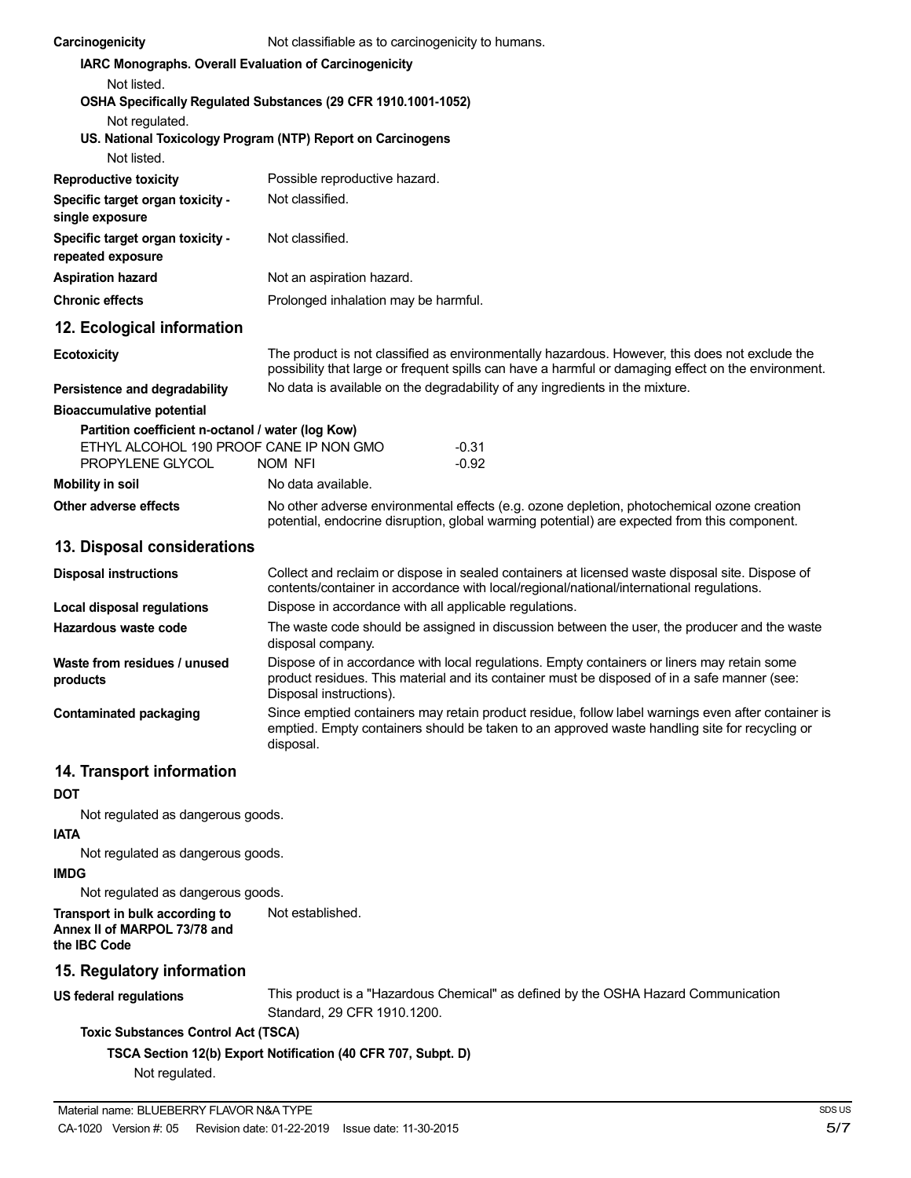**Carcinogenicity** Not classifiable as to carcinogenicity to humans.

**IARC Monographs. Overall Evaluation of Carcinogenicity**

Not listed.

**OSHA Specifically Regulated Substances (29 CFR 1910.1001-1052)**

Not regulated.

**US. National Toxicology Program (NTP) Report on Carcinogens**

Not listed.

**Reproductive toxicity** Possible reproductive hazard.

**Specific target organ toxicity - single exposure** Not classified.

**Specific target organ toxicity - repeated exposure** Not classified.

**Aspiration hazard** Not an aspiration hazard.

**Chronic effects** Prolonged inhalation may be harmful.

## 12. Ecological information

**Ecotoxicity** The product is not classified as environmentally hazardous. However, this does not exclude the possibility that large or frequent spills can have a harmful or damaging effect on the environment.

**Persistence and degradability** No data is available on the degradability of any ingredients in the mixture.

**Bioaccumulative potential**

**Partition coefficient n-octanol / water (log Kow)**

| | |
|---|---|
| ETHYL ALCOHOL 190 PROOF CANE IP NON GMO | -0.31 |
| PROPYLENE GLYCOL NOM NFI | -0.92 |

**Mobility in soil** No data available.

**Other adverse effects** No other adverse environmental effects (e.g. ozone depletion, photochemical ozone creation potential, endocrine disruption, global warming potential) are expected from this component.

## 13. Disposal considerations

**Disposal instructions** Collect and reclaim or dispose in sealed containers at licensed waste disposal site. Dispose of contents/container in accordance with local/regional/national/international regulations.

**Local disposal regulations** Dispose in accordance with all applicable regulations.

**Hazardous waste code** The waste code should be assigned in discussion between the user, the producer and the waste disposal company.

**Waste from residues / unused products** Dispose of in accordance with local regulations. Empty containers or liners may retain some product residues. This material and its container must be disposed of in a safe manner (see: Disposal instructions).

**Contaminated packaging** Since emptied containers may retain product residue, follow label warnings even after container is emptied. Empty containers should be taken to an approved waste handling site for recycling or disposal.

## 14. Transport information

**DOT**

Not regulated as dangerous goods.

**IATA**

Not regulated as dangerous goods.

**IMDG**

Not regulated as dangerous goods.

**Transport in bulk according to Annex II of MARPOL 73/78 and the IBC Code** Not established.

## 15. Regulatory information

**US federal regulations** This product is a "Hazardous Chemical" as defined by the OSHA Hazard Communication Standard, 29 CFR 1910.1200.

**Toxic Substances Control Act (TSCA)**

**TSCA Section 12(b) Export Notification (40 CFR 707, Subpt. D)**

Not regulated.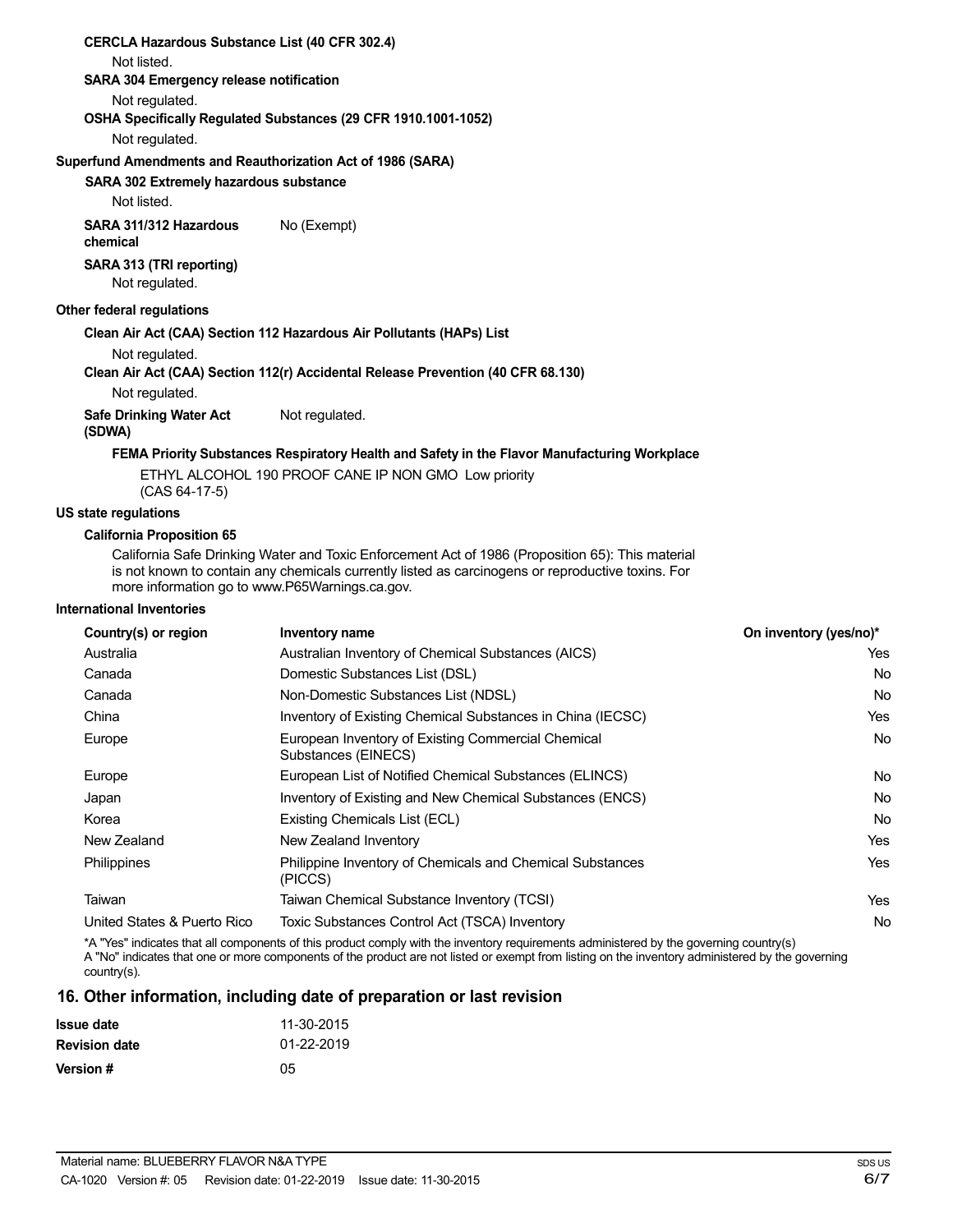**CERCLA Hazardous Substance List (40 CFR 302.4)**

Not listed.

**SARA 304 Emergency release notification**

Not regulated.

**OSHA Specifically Regulated Substances (29 CFR 1910.1001-1052)**

Not regulated.

**Superfund Amendments and Reauthorization Act of 1986 (SARA)**

**SARA 302 Extremely hazardous substance**

Not listed.

**SARA 311/312 Hazardous chemical** No (Exempt)

**SARA 313 (TRI reporting)**

Not regulated.

**Other federal regulations**

**Clean Air Act (CAA) Section 112 Hazardous Air Pollutants (HAPs) List**

Not regulated.

**Clean Air Act (CAA) Section 112(r) Accidental Release Prevention (40 CFR 68.130)**

Not regulated.

**Safe Drinking Water Act (SDWA)** Not regulated.

**FEMA Priority Substances Respiratory Health and Safety in the Flavor Manufacturing Workplace**

ETHYL ALCOHOL 190 PROOF CANE IP NON GMO (CAS 64-17-5) Low priority

**US state regulations**

**California Proposition 65**

California Safe Drinking Water and Toxic Enforcement Act of 1986 (Proposition 65): This material is not known to contain any chemicals currently listed as carcinogens or reproductive toxins. For more information go to www.P65Warnings.ca.gov.

**International Inventories**

| Country(s) or region | Inventory name | On inventory (yes/no)* |
|---|---|---|
| Australia | Australian Inventory of Chemical Substances (AICS) | Yes |
| Canada | Domestic Substances List (DSL) | No |
| Canada | Non-Domestic Substances List (NDSL) | No |
| China | Inventory of Existing Chemical Substances in China (IECSC) | Yes |
| Europe | European Inventory of Existing Commercial Chemical Substances (EINECS) | No |
| Europe | European List of Notified Chemical Substances (ELINCS) | No |
| Japan | Inventory of Existing and New Chemical Substances (ENCS) | No |
| Korea | Existing Chemicals List (ECL) | No |
| New Zealand | New Zealand Inventory | Yes |
| Philippines | Philippine Inventory of Chemicals and Chemical Substances (PICCS) | Yes |
| Taiwan | Taiwan Chemical Substance Inventory (TCSI) | Yes |
| United States & Puerto Rico | Toxic Substances Control Act (TSCA) Inventory | No |

*A "Yes" indicates that all components of this product comply with the inventory requirements administered by the governing country(s)
A "No" indicates that one or more components of the product are not listed or exempt from listing on the inventory administered by the governing country(s).

## 16. Other information, including date of preparation or last revision

| | |
|---|---|
| **Issue date** | 11-30-2015 |
| **Revision date** | 01-22-2019 |
| **Version #** | 05 |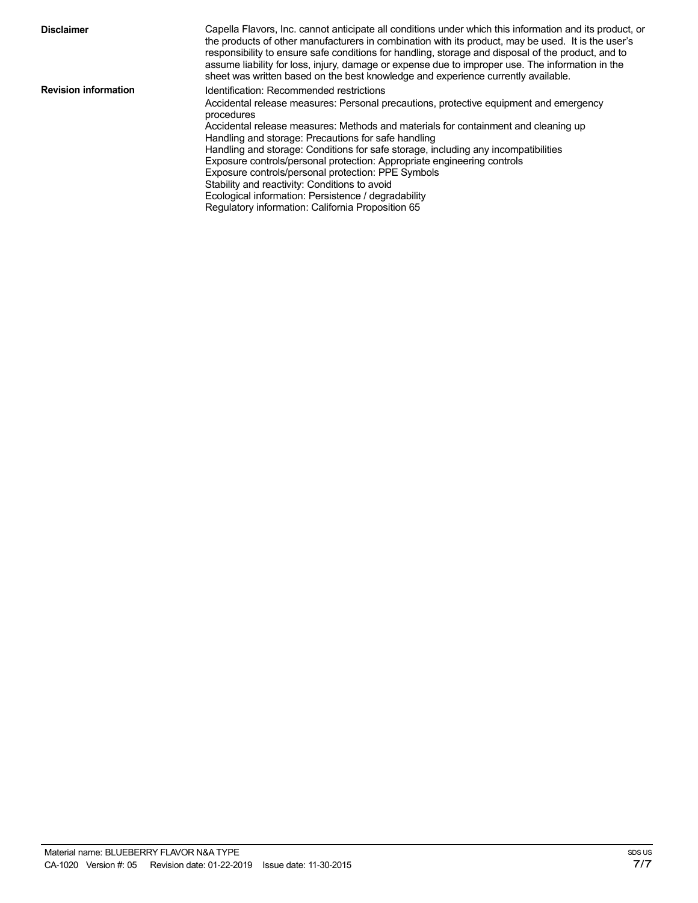**Disclaimer**

Capella Flavors, Inc. cannot anticipate all conditions under which this information and its product, or the products of other manufacturers in combination with its product, may be used. It is the user's responsibility to ensure safe conditions for handling, storage and disposal of the product, and to assume liability for loss, injury, damage or expense due to improper use. The information in the sheet was written based on the best knowledge and experience currently available.

**Revision information**

Identification: Recommended restrictions
Accidental release measures: Personal precautions, protective equipment and emergency procedures
Accidental release measures: Methods and materials for containment and cleaning up
Handling and storage: Precautions for safe handling
Handling and storage: Conditions for safe storage, including any incompatibilities
Exposure controls/personal protection: Appropriate engineering controls
Exposure controls/personal protection: PPE Symbols
Stability and reactivity: Conditions to avoid
Ecological information: Persistence / degradability
Regulatory information: California Proposition 65